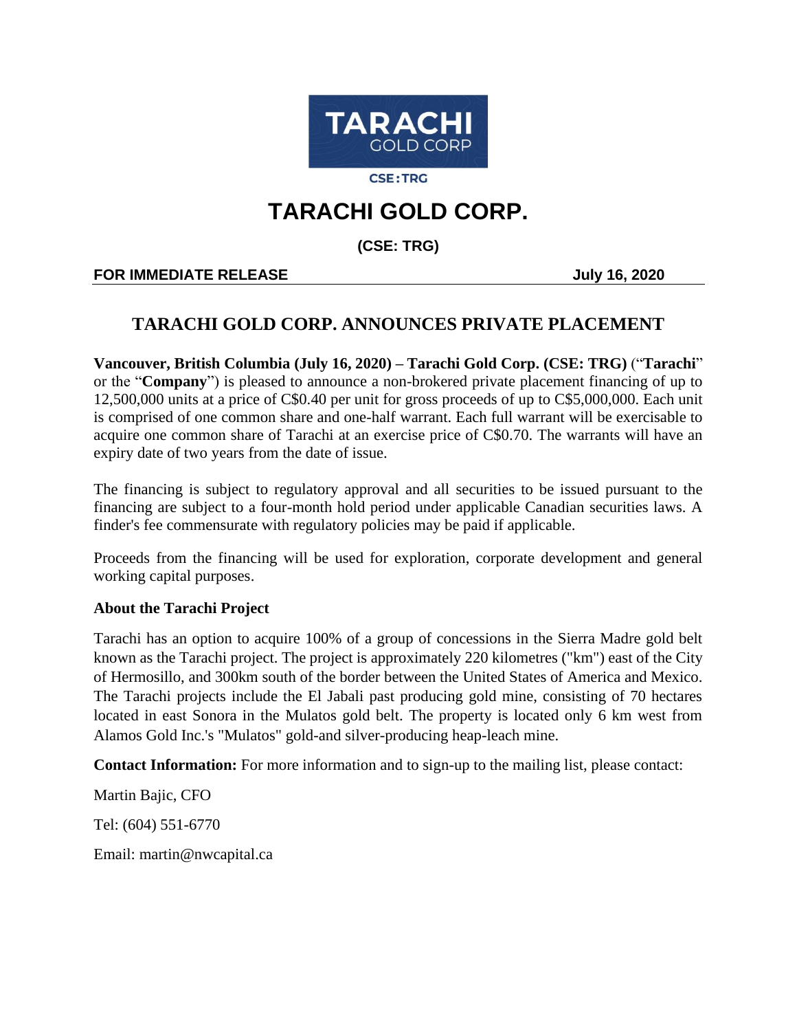TARACHI GOLD CORP

CSE: TRG

# TARACHI GOLD CORP.

**(CSE: TRG)**

**FOR IMMEDIATE RELEASE** **July 16, 2020**

## TARACHI GOLD CORP. ANNOUNCES PRIVATE PLACEMENT

**Vancouver, British Columbia (July 16, 2020) – Tarachi Gold Corp. (CSE: TRG)** ("**Tarachi**" or the "**Company**") is pleased to announce a non-brokered private placement financing of up to 12,500,000 units at a price of C$0.40 per unit for gross proceeds of up to C$5,000,000. Each unit is comprised of one common share and one-half warrant. Each full warrant will be exercisable to acquire one common share of Tarachi at an exercise price of C$0.70. The warrants will have an expiry date of two years from the date of issue.

The financing is subject to regulatory approval and all securities to be issued pursuant to the financing are subject to a four-month hold period under applicable Canadian securities laws. A finder's fee commensurate with regulatory policies may be paid if applicable.

Proceeds from the financing will be used for exploration, corporate development and general working capital purposes.

**About the Tarachi Project**

Tarachi has an option to acquire 100% of a group of concessions in the Sierra Madre gold belt known as the Tarachi project. The project is approximately 220 kilometres ("km") east of the City of Hermosillo, and 300km south of the border between the United States of America and Mexico. The Tarachi projects include the El Jabali past producing gold mine, consisting of 70 hectares located in east Sonora in the Mulatos gold belt. The property is located only 6 km west from Alamos Gold Inc.'s "Mulatos" gold-and silver-producing heap-leach mine.

**Contact Information:** For more information and to sign-up to the mailing list, please contact:

Martin Bajic, CFO

Tel: (604) 551-6770

Email: martin@nwcapital.ca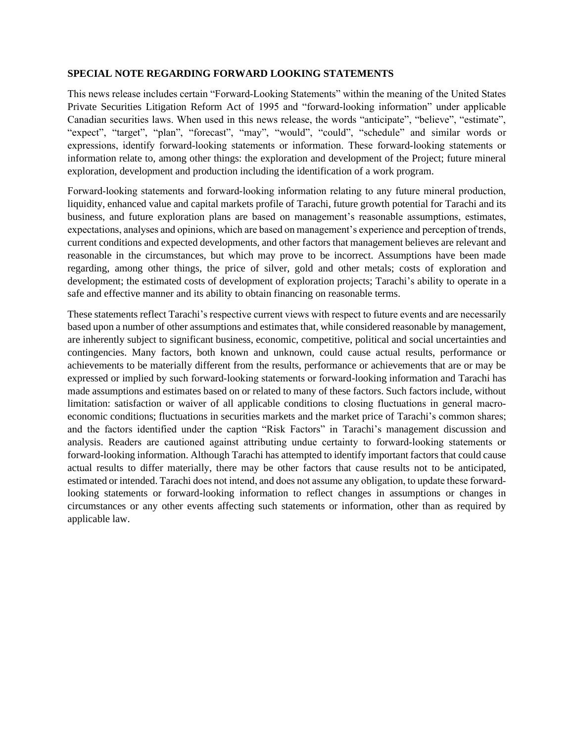**SPECIAL NOTE REGARDING FORWARD LOOKING STATEMENTS**

This news release includes certain "Forward-Looking Statements" within the meaning of the United States Private Securities Litigation Reform Act of 1995 and "forward-looking information" under applicable Canadian securities laws. When used in this news release, the words "anticipate", "believe", "estimate", "expect", "target", "plan", "forecast", "may", "would", "could", "schedule" and similar words or expressions, identify forward-looking statements or information. These forward-looking statements or information relate to, among other things: the exploration and development of the Project; future mineral exploration, development and production including the identification of a work program.

Forward-looking statements and forward-looking information relating to any future mineral production, liquidity, enhanced value and capital markets profile of Tarachi, future growth potential for Tarachi and its business, and future exploration plans are based on management's reasonable assumptions, estimates, expectations, analyses and opinions, which are based on management's experience and perception of trends, current conditions and expected developments, and other factors that management believes are relevant and reasonable in the circumstances, but which may prove to be incorrect. Assumptions have been made regarding, among other things, the price of silver, gold and other metals; costs of exploration and development; the estimated costs of development of exploration projects; Tarachi's ability to operate in a safe and effective manner and its ability to obtain financing on reasonable terms.

These statements reflect Tarachi's respective current views with respect to future events and are necessarily based upon a number of other assumptions and estimates that, while considered reasonable by management, are inherently subject to significant business, economic, competitive, political and social uncertainties and contingencies. Many factors, both known and unknown, could cause actual results, performance or achievements to be materially different from the results, performance or achievements that are or may be expressed or implied by such forward-looking statements or forward-looking information and Tarachi has made assumptions and estimates based on or related to many of these factors. Such factors include, without limitation: satisfaction or waiver of all applicable conditions to closing fluctuations in general macro-economic conditions; fluctuations in securities markets and the market price of Tarachi's common shares; and the factors identified under the caption "Risk Factors" in Tarachi's management discussion and analysis. Readers are cautioned against attributing undue certainty to forward-looking statements or forward-looking information. Although Tarachi has attempted to identify important factors that could cause actual results to differ materially, there may be other factors that cause results not to be anticipated, estimated or intended. Tarachi does not intend, and does not assume any obligation, to update these forward-looking statements or forward-looking information to reflect changes in assumptions or changes in circumstances or any other events affecting such statements or information, other than as required by applicable law.